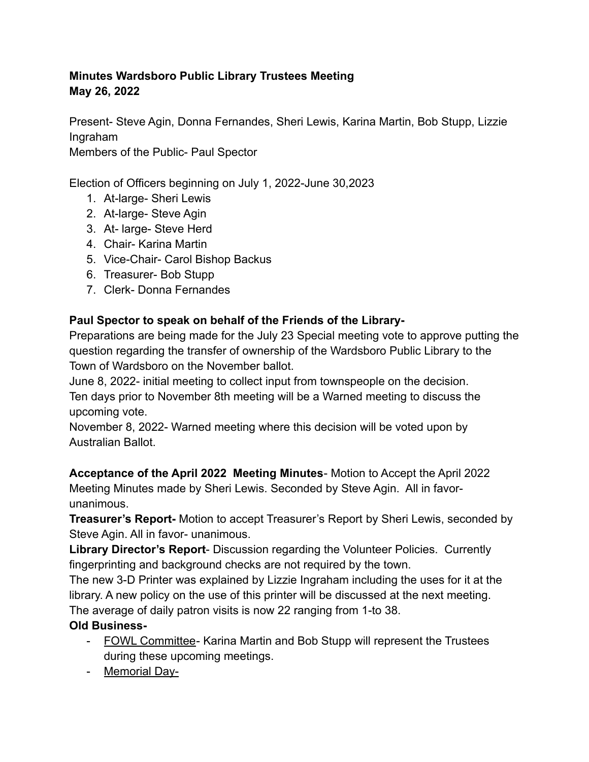**Minutes Wardsboro Public Library Trustees Meeting**
**May 26, 2022**

Present- Steve Agin, Donna Fernandes, Sheri Lewis, Karina Martin, Bob Stupp, Lizzie Ingraham
Members of the Public- Paul Spector

Election of Officers beginning on July 1, 2022-June 30,2023

1. At-large- Sheri Lewis
2. At-large- Steve Agin
3. At- large- Steve Herd
4. Chair- Karina Martin
5. Vice-Chair- Carol Bishop Backus
6. Treasurer- Bob Stupp
7. Clerk- Donna Fernandes

**Paul Spector to speak on behalf of the Friends of the Library-**
Preparations are being made for the July 23 Special meeting vote to approve putting the question regarding the transfer of ownership of the Wardsboro Public Library to the Town of Wardsboro on the November ballot.
June 8, 2022- initial meeting to collect input from townspeople on the decision.
Ten days prior to November 8th meeting will be a Warned meeting to discuss the upcoming vote.
November 8, 2022- Warned meeting where this decision will be voted upon by Australian Ballot.

**Acceptance of the April 2022 Meeting Minutes**- Motion to Accept the April 2022 Meeting Minutes made by Sheri Lewis. Seconded by Steve Agin. All in favor- unanimous.
**Treasurer's Report-** Motion to accept Treasurer's Report by Sheri Lewis, seconded by Steve Agin. All in favor- unanimous.
**Library Director's Report**- Discussion regarding the Volunteer Policies. Currently fingerprinting and background checks are not required by the town.
The new 3-D Printer was explained by Lizzie Ingraham including the uses for it at the library. A new policy on the use of this printer will be discussed at the next meeting.
The average of daily patron visits is now 22 ranging from 1-to 38.
**Old Business-**

- FOWL Committee- Karina Martin and Bob Stupp will represent the Trustees during these upcoming meetings.
- Memorial Day-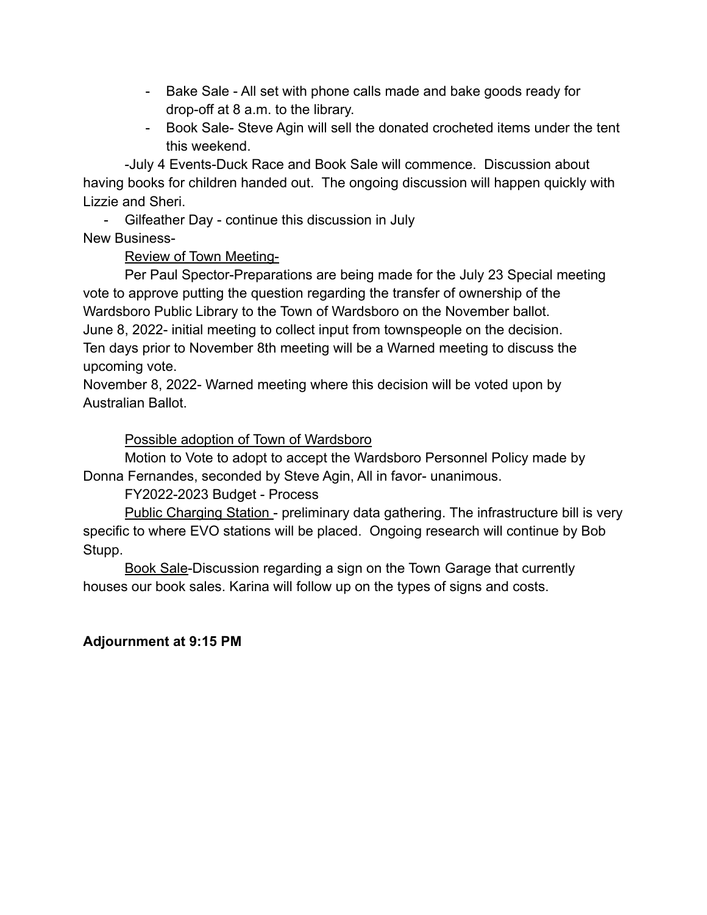- Bake Sale - All set with phone calls made and bake goods ready for drop-off at 8 a.m. to the library.
- Book Sale- Steve Agin will sell the donated crocheted items under the tent this weekend.

-July 4 Events-Duck Race and Book Sale will commence. Discussion about having books for children handed out. The ongoing discussion will happen quickly with Lizzie and Sheri.

- Gilfeather Day - continue this discussion in July

New Business-

<u>Review of Town Meeting-</u>

Per Paul Spector-Preparations are being made for the July 23 Special meeting vote to approve putting the question regarding the transfer of ownership of the Wardsboro Public Library to the Town of Wardsboro on the November ballot.
June 8, 2022- initial meeting to collect input from townspeople on the decision.
Ten days prior to November 8th meeting will be a Warned meeting to discuss the upcoming vote.
November 8, 2022- Warned meeting where this decision will be voted upon by Australian Ballot.

<u>Possible adoption of Town of Wardsboro</u>

Motion to Vote to adopt to accept the Wardsboro Personnel Policy made by Donna Fernandes, seconded by Steve Agin, All in favor- unanimous.

FY2022-2023 Budget - Process

<u>Public Charging Station</u> - preliminary data gathering. The infrastructure bill is very specific to where EVO stations will be placed. Ongoing research will continue by Bob Stupp.

<u>Book Sale</u>-Discussion regarding a sign on the Town Garage that currently houses our book sales. Karina will follow up on the types of signs and costs.

**Adjournment at 9:15 PM**